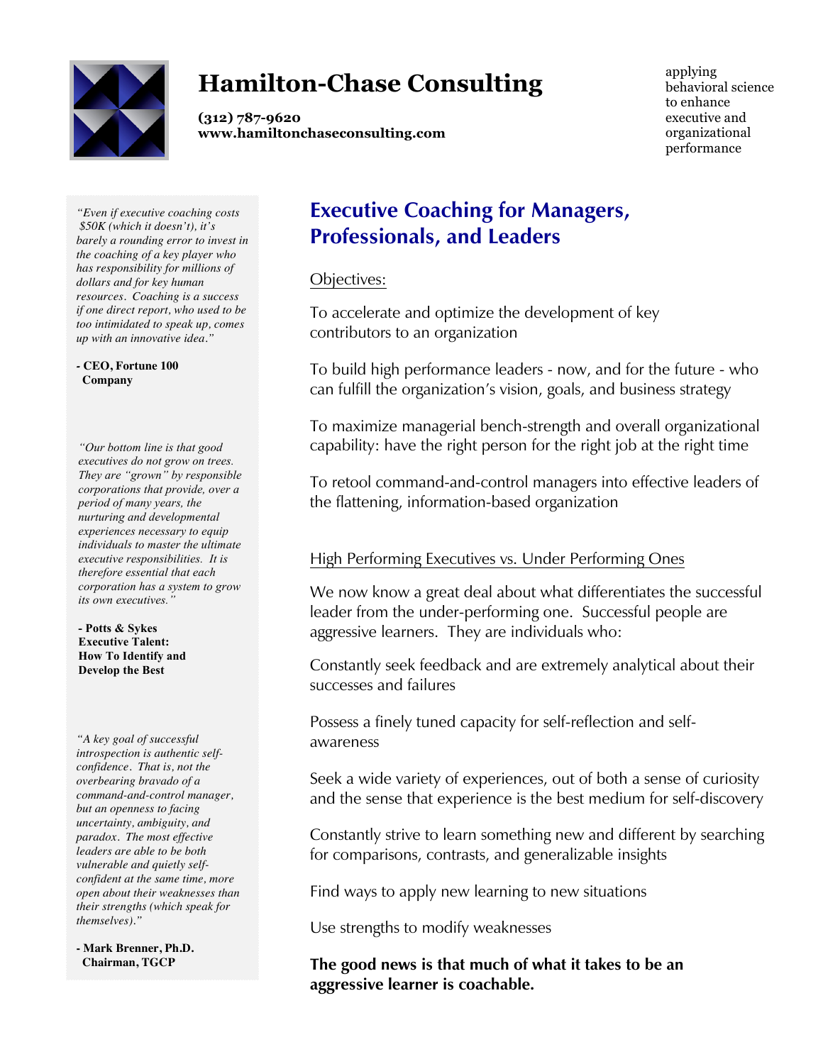# Hamilton-Chase Consulting

**(312) 787-9620**
**www.hamiltonchaseconsulting.com**

applying behavioral science to enhance executive and organizational performance

## Executive Coaching for Managers, Professionals, and Leaders

Objectives:

To accelerate and optimize the development of key contributors to an organization

To build high performance leaders - now, and for the future - who can fulfill the organization's vision, goals, and business strategy

To maximize managerial bench-strength and overall organizational capability: have the right person for the right job at the right time

To retool command-and-control managers into effective leaders of the flattening, information-based organization

High Performing Executives vs. Under Performing Ones

We now know a great deal about what differentiates the successful leader from the under-performing one. Successful people are aggressive learners. They are individuals who:

Constantly seek feedback and are extremely analytical about their successes and failures

Possess a finely tuned capacity for self-reflection and self-awareness

Seek a wide variety of experiences, out of both a sense of curiosity and the sense that experience is the best medium for self-discovery

Constantly strive to learn something new and different by searching for comparisons, contrasts, and generalizable insights

Find ways to apply new learning to new situations

Use strengths to modify weaknesses

**The good news is that much of what it takes to be an aggressive learner is coachable.**

---

*"Even if executive coaching costs $50K (which it doesn't), it's barely a rounding error to invest in the coaching of a key player who has responsibility for millions of dollars and for key human resources. Coaching is a success if one direct report, who used to be too intimidated to speak up, comes up with an innovative idea."*

**- CEO, Fortune 100 Company**

*"Our bottom line is that good executives do not grow on trees. They are "grown" by responsible corporations that provide, over a period of many years, the nurturing and developmental experiences necessary to equip individuals to master the ultimate executive responsibilities. It is therefore essential that each corporation has a system to grow its own executives."*

**- Potts & Sykes**
**Executive Talent: How To Identify and Develop the Best**

*"A key goal of successful introspection is authentic self-confidence. That is, not the overbearing bravado of a command-and-control manager, but an openness to facing uncertainty, ambiguity, and paradox. The most effective leaders are able to be both vulnerable and quietly self-confident at the same time, more open about their weaknesses than their strengths (which speak for themselves)."*

**- Mark Brenner, Ph.D.**
**Chairman, TGCP**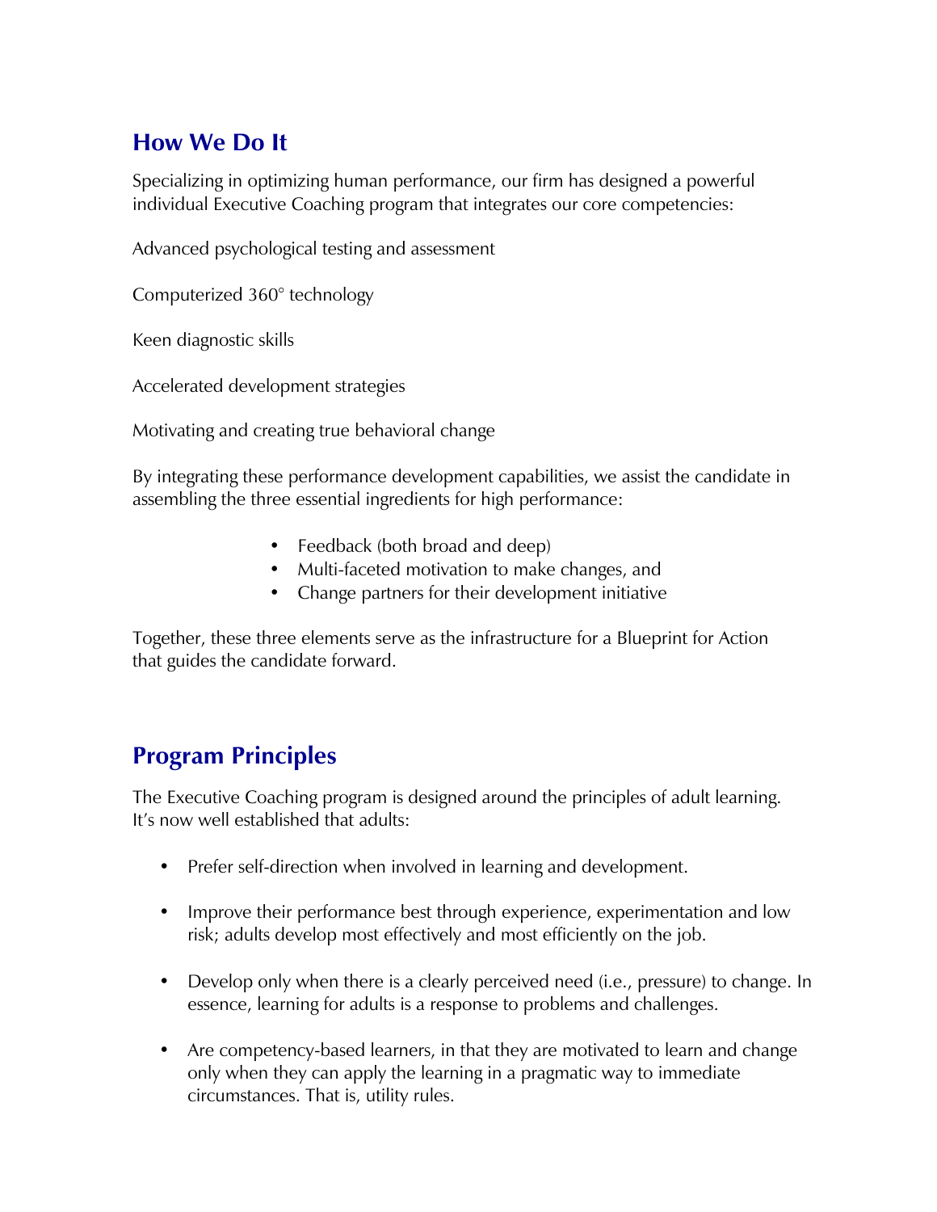## How We Do It

Specializing in optimizing human performance, our firm has designed a powerful individual Executive Coaching program that integrates our core competencies:

Advanced psychological testing and assessment

Computerized 360° technology

Keen diagnostic skills

Accelerated development strategies

Motivating and creating true behavioral change

By integrating these performance development capabilities, we assist the candidate in assembling the three essential ingredients for high performance:

- Feedback (both broad and deep)
- Multi-faceted motivation to make changes, and
- Change partners for their development initiative

Together, these three elements serve as the infrastructure for a Blueprint for Action that guides the candidate forward.

## Program Principles

The Executive Coaching program is designed around the principles of adult learning. It's now well established that adults:

- Prefer self-direction when involved in learning and development.
- Improve their performance best through experience, experimentation and low risk; adults develop most effectively and most efficiently on the job.
- Develop only when there is a clearly perceived need (i.e., pressure) to change. In essence, learning for adults is a response to problems and challenges.
- Are competency-based learners, in that they are motivated to learn and change only when they can apply the learning in a pragmatic way to immediate circumstances. That is, utility rules.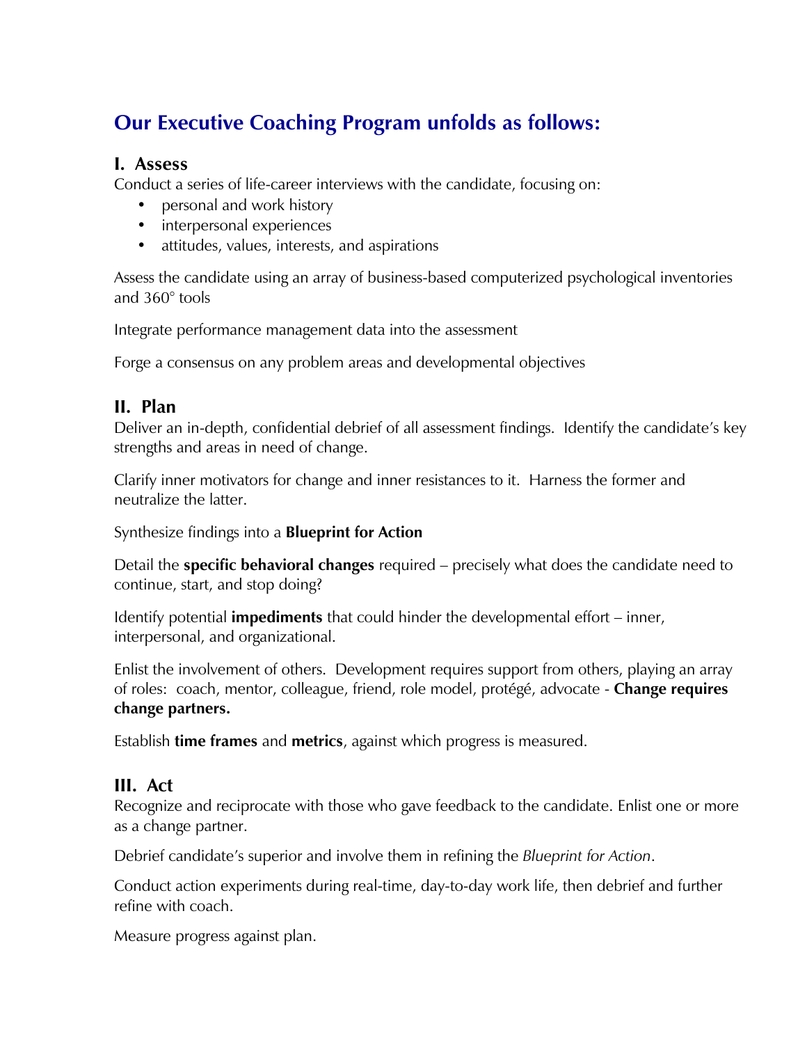## Our Executive Coaching Program unfolds as follows:

### I. Assess

Conduct a series of life-career interviews with the candidate, focusing on:

- personal and work history
- interpersonal experiences
- attitudes, values, interests, and aspirations

Assess the candidate using an array of business-based computerized psychological inventories and 360° tools

Integrate performance management data into the assessment

Forge a consensus on any problem areas and developmental objectives

### II. Plan

Deliver an in-depth, confidential debrief of all assessment findings. Identify the candidate's key strengths and areas in need of change.

Clarify inner motivators for change and inner resistances to it. Harness the former and neutralize the latter.

Synthesize findings into a **Blueprint for Action**

Detail the **specific behavioral changes** required – precisely what does the candidate need to continue, start, and stop doing?

Identify potential **impediments** that could hinder the developmental effort – inner, interpersonal, and organizational.

Enlist the involvement of others. Development requires support from others, playing an array of roles: coach, mentor, colleague, friend, role model, protégé, advocate - **Change requires change partners.**

Establish **time frames** and **metrics**, against which progress is measured.

### III. Act

Recognize and reciprocate with those who gave feedback to the candidate. Enlist one or more as a change partner.

Debrief candidate's superior and involve them in refining the *Blueprint for Action*.

Conduct action experiments during real-time, day-to-day work life, then debrief and further refine with coach.

Measure progress against plan.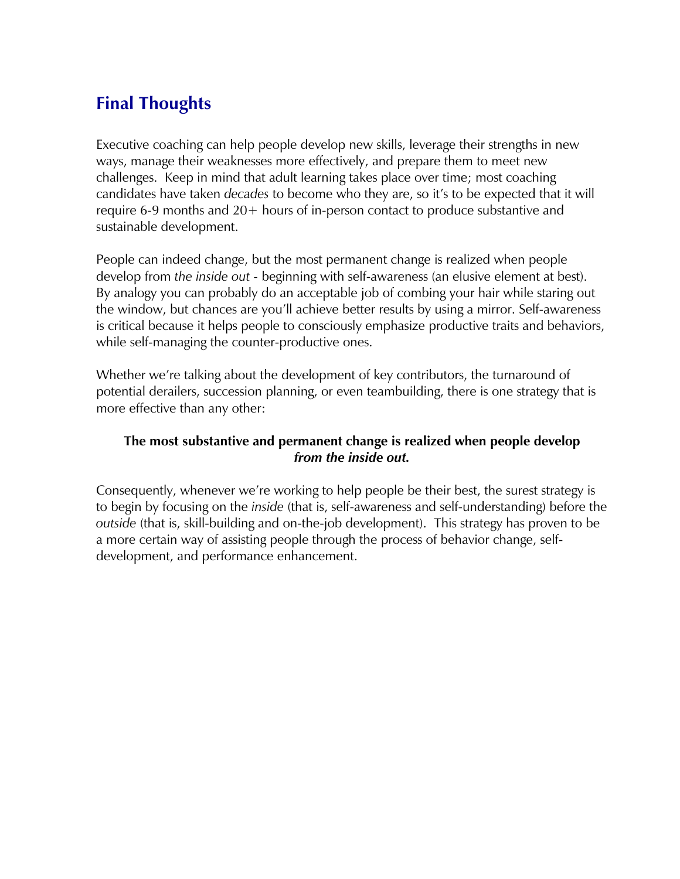## Final Thoughts

Executive coaching can help people develop new skills, leverage their strengths in new ways, manage their weaknesses more effectively, and prepare them to meet new challenges. Keep in mind that adult learning takes place over time; most coaching candidates have taken *decades* to become who they are, so it's to be expected that it will require 6-9 months and 20+ hours of in-person contact to produce substantive and sustainable development.

People can indeed change, but the most permanent change is realized when people develop from *the inside out* - beginning with self-awareness (an elusive element at best). By analogy you can probably do an acceptable job of combing your hair while staring out the window, but chances are you'll achieve better results by using a mirror. Self-awareness is critical because it helps people to consciously emphasize productive traits and behaviors, while self-managing the counter-productive ones.

Whether we're talking about the development of key contributors, the turnaround of potential derailers, succession planning, or even teambuilding, there is one strategy that is more effective than any other:

> **The most substantive and permanent change is realized when people develop *from the inside out.***

Consequently, whenever we're working to help people be their best, the surest strategy is to begin by focusing on the *inside* (that is, self-awareness and self-understanding) before the *outside* (that is, skill-building and on-the-job development). This strategy has proven to be a more certain way of assisting people through the process of behavior change, self-development, and performance enhancement.